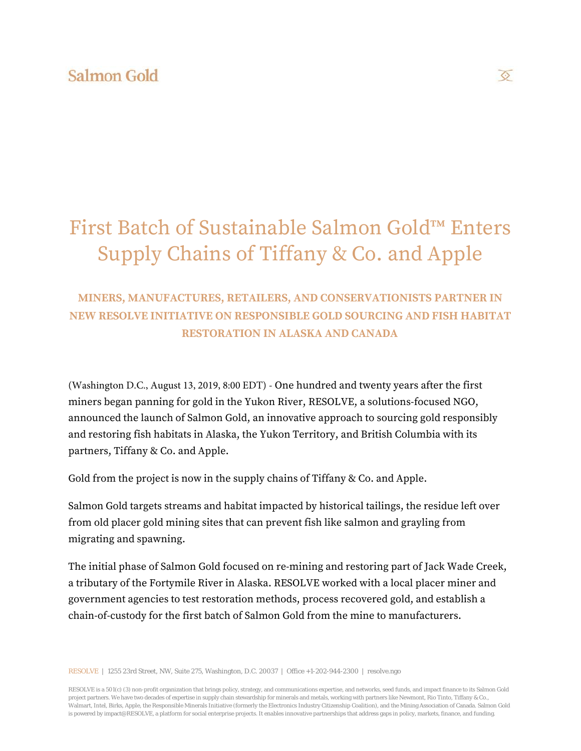Salmon Gold

# First Batch of Sustainable Salmon Gold™ Enters Supply Chains of Tiffany & Co. and Apple

### MINERS, MANUFACTURES, RETAILERS, AND CONSERVATIONISTS PARTNER IN NEW RESOLVE INITIATIVE ON RESPONSIBLE GOLD SOURCING AND FISH HABITAT RESTORATION IN ALASKA AND CANADA

(Washington D.C., August 13, 2019, 8:00 EDT) - One hundred and twenty years after the first miners began panning for gold in the Yukon River, RESOLVE, a solutions-focused NGO, announced the launch of Salmon Gold, an innovative approach to sourcing gold responsibly and restoring fish habitats in Alaska, the Yukon Territory, and British Columbia with its partners, Tiffany & Co. and Apple.

Gold from the project is now in the supply chains of Tiffany & Co. and Apple.

Salmon Gold targets streams and habitat impacted by historical tailings, the residue left over from old placer gold mining sites that can prevent fish like salmon and grayling from migrating and spawning.

The initial phase of Salmon Gold focused on re-mining and restoring part of Jack Wade Creek, a tributary of the Fortymile River in Alaska. RESOLVE worked with a local placer miner and government agencies to test restoration methods, process recovered gold, and establish a chain-of-custody for the first batch of Salmon Gold from the mine to manufacturers.

RESOLVE | 1255 23rd Street, NW, Suite 275, Washington, D.C. 20037 | Office +1-202-944-2300 | resolve.ngo

RESOLVE is a 501(c) (3) non-profit organization that brings policy, strategy, and communications expertise, and networks, seed funds, and impact finance to its Salmon Gold project partners. We have two decades of expertise in supply chain stewardship for minerals and metals, working with partners like Newmont, Rio Tinto, Tiffany & Co., Walmart, Intel, Birks, Apple, the Responsible Minerals Initiative (formerly the Electronics Industry Citizenship Coalition), and the Mining Association of Canada. Salmon Gold is powered by impact@RESOLVE, a platform for social enterprise projects. It enables innovative partnerships that address gaps in policy, markets, finance, and funding.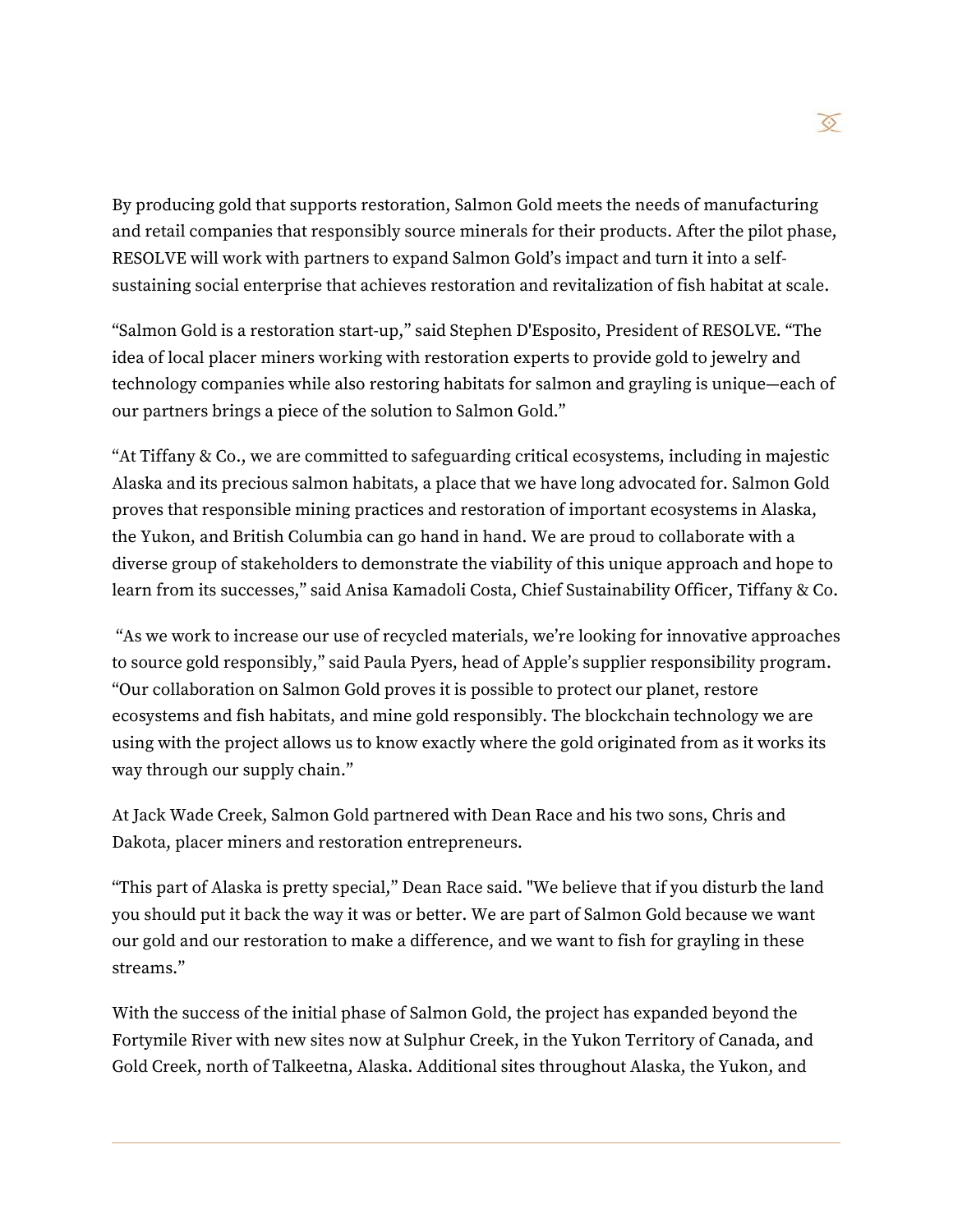By producing gold that supports restoration, Salmon Gold meets the needs of manufacturing and retail companies that responsibly source minerals for their products. After the pilot phase, RESOLVE will work with partners to expand Salmon Gold's impact and turn it into a self-sustaining social enterprise that achieves restoration and revitalization of fish habitat at scale.

"Salmon Gold is a restoration start-up," said Stephen D'Esposito, President of RESOLVE. "The idea of local placer miners working with restoration experts to provide gold to jewelry and technology companies while also restoring habitats for salmon and grayling is unique—each of our partners brings a piece of the solution to Salmon Gold."

"At Tiffany & Co., we are committed to safeguarding critical ecosystems, including in majestic Alaska and its precious salmon habitats, a place that we have long advocated for. Salmon Gold proves that responsible mining practices and restoration of important ecosystems in Alaska, the Yukon, and British Columbia can go hand in hand. We are proud to collaborate with a diverse group of stakeholders to demonstrate the viability of this unique approach and hope to learn from its successes," said Anisa Kamadoli Costa, Chief Sustainability Officer, Tiffany & Co.

"As we work to increase our use of recycled materials, we're looking for innovative approaches to source gold responsibly," said Paula Pyers, head of Apple's supplier responsibility program. "Our collaboration on Salmon Gold proves it is possible to protect our planet, restore ecosystems and fish habitats, and mine gold responsibly. The blockchain technology we are using with the project allows us to know exactly where the gold originated from as it works its way through our supply chain."

At Jack Wade Creek, Salmon Gold partnered with Dean Race and his two sons, Chris and Dakota, placer miners and restoration entrepreneurs.

"This part of Alaska is pretty special," Dean Race said. "We believe that if you disturb the land you should put it back the way it was or better. We are part of Salmon Gold because we want our gold and our restoration to make a difference, and we want to fish for grayling in these streams."

With the success of the initial phase of Salmon Gold, the project has expanded beyond the Fortymile River with new sites now at Sulphur Creek, in the Yukon Territory of Canada, and Gold Creek, north of Talkeetna, Alaska. Additional sites throughout Alaska, the Yukon, and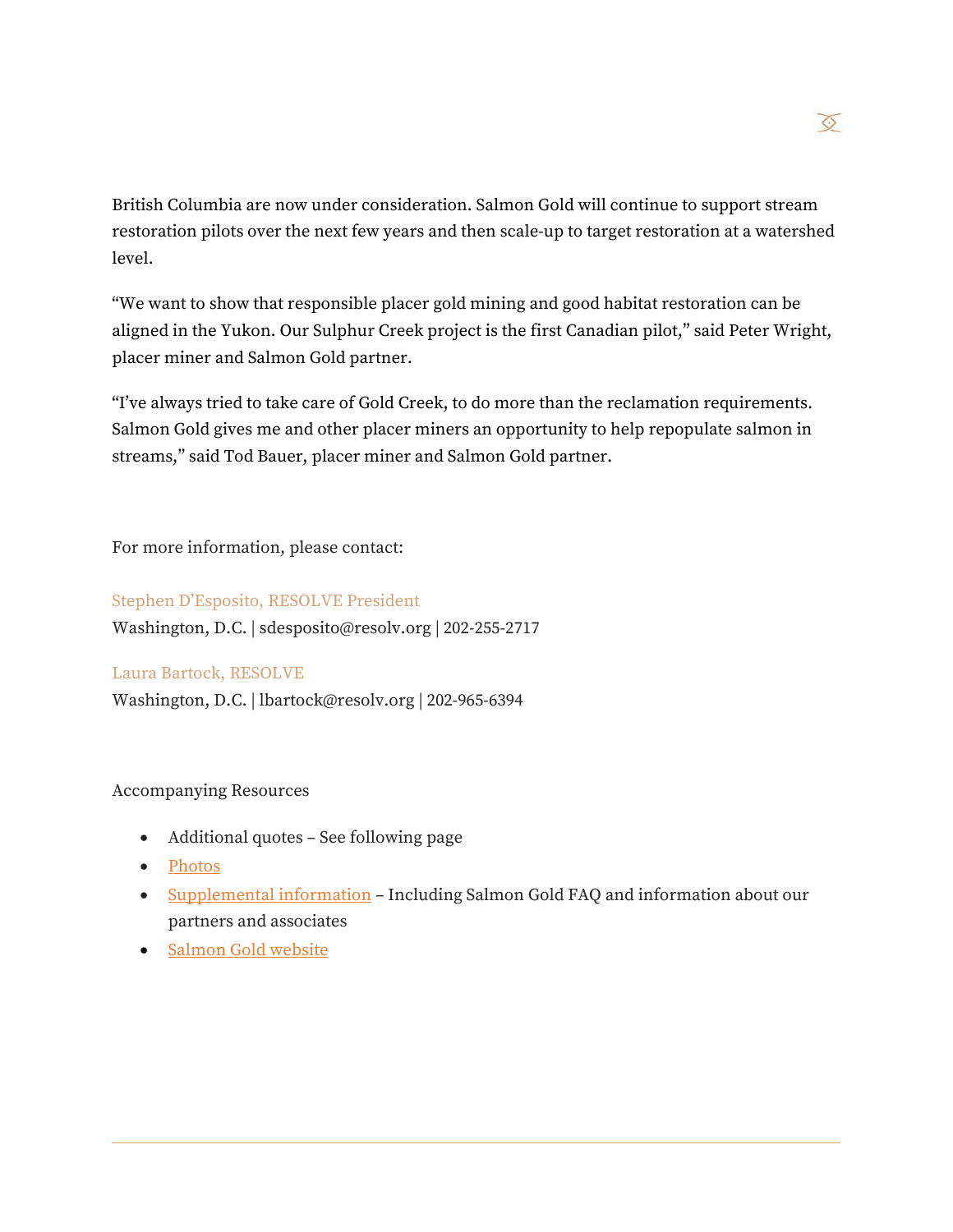British Columbia are now under consideration. Salmon Gold will continue to support stream restoration pilots over the next few years and then scale-up to target restoration at a watershed level.

“We want to show that responsible placer gold mining and good habitat restoration can be aligned in the Yukon. Our Sulphur Creek project is the first Canadian pilot,” said Peter Wright, placer miner and Salmon Gold partner.

“I’ve always tried to take care of Gold Creek, to do more than the reclamation requirements. Salmon Gold gives me and other placer miners an opportunity to help repopulate salmon in streams,” said Tod Bauer, placer miner and Salmon Gold partner.

For more information, please contact:

Stephen D’Esposito, RESOLVE President
Washington, D.C. | sdesposito@resolv.org | 202-255-2717

Laura Bartock, RESOLVE
Washington, D.C. | lbartock@resolv.org | 202-965-6394

Accompanying Resources

- Additional quotes – See following page
- Photos
- Supplemental information – Including Salmon Gold FAQ and information about our partners and associates
- Salmon Gold website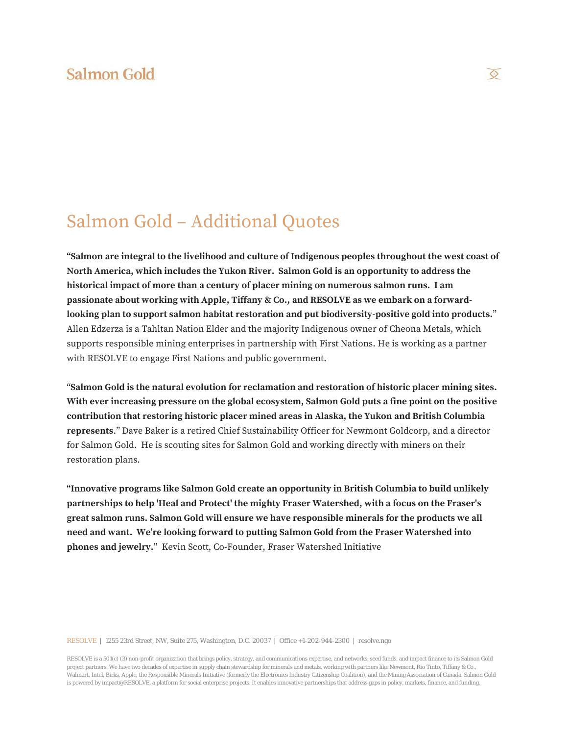# Salmon Gold – Additional Quotes

**"Salmon are integral to the livelihood and culture of Indigenous peoples throughout the west coast of North America, which includes the Yukon River.  Salmon Gold is an opportunity to address the historical impact of more than a century of placer mining on numerous salmon runs.  I am passionate about working with Apple, Tiffany & Co., and RESOLVE as we embark on a forward-looking plan to support salmon habitat restoration and put biodiversity-positive gold into products.**" Allen Edzerza is a Tahltan Nation Elder and the majority Indigenous owner of Cheona Metals, which supports responsible mining enterprises in partnership with First Nations. He is working as a partner with RESOLVE to engage First Nations and public government.

"**Salmon Gold is the natural evolution for reclamation and restoration of historic placer mining sites. With ever increasing pressure on the global ecosystem, Salmon Gold puts a fine point on the positive contribution that restoring historic placer mined areas in Alaska, the Yukon and British Columbia represents**." Dave Baker is a retired Chief Sustainability Officer for Newmont Goldcorp, and a director for Salmon Gold.  He is scouting sites for Salmon Gold and working directly with miners on their restoration plans.

**"Innovative programs like Salmon Gold create an opportunity in British Columbia to build unlikely partnerships to help 'Heal and Protect' the mighty Fraser Watershed, with a focus on the Fraser's great salmon runs. Salmon Gold will ensure we have responsible minerals for the products we all need and want.  We're looking forward to putting Salmon Gold from the Fraser Watershed into phones and jewelry."** Kevin Scott, Co-Founder, Fraser Watershed Initiative

RESOLVE | 1255 23rd Street, NW, Suite 275, Washington, D.C. 20037 | Office +1-202-944-2300 | resolve.ngo

RESOLVE is a 501(c) (3) non-profit organization that brings policy, strategy, and communications expertise, and networks, seed funds, and impact finance to its Salmon Gold project partners. We have two decades of expertise in supply chain stewardship for minerals and metals, working with partners like Newmont, Rio Tinto, Tiffany & Co., Walmart, Intel, Birks, Apple, the Responsible Minerals Initiative (formerly the Electronics Industry Citizenship Coalition), and the Mining Association of Canada. Salmon Gold is powered by impact@RESOLVE, a platform for social enterprise projects. It enables innovative partnerships that address gaps in policy, markets, finance, and funding.